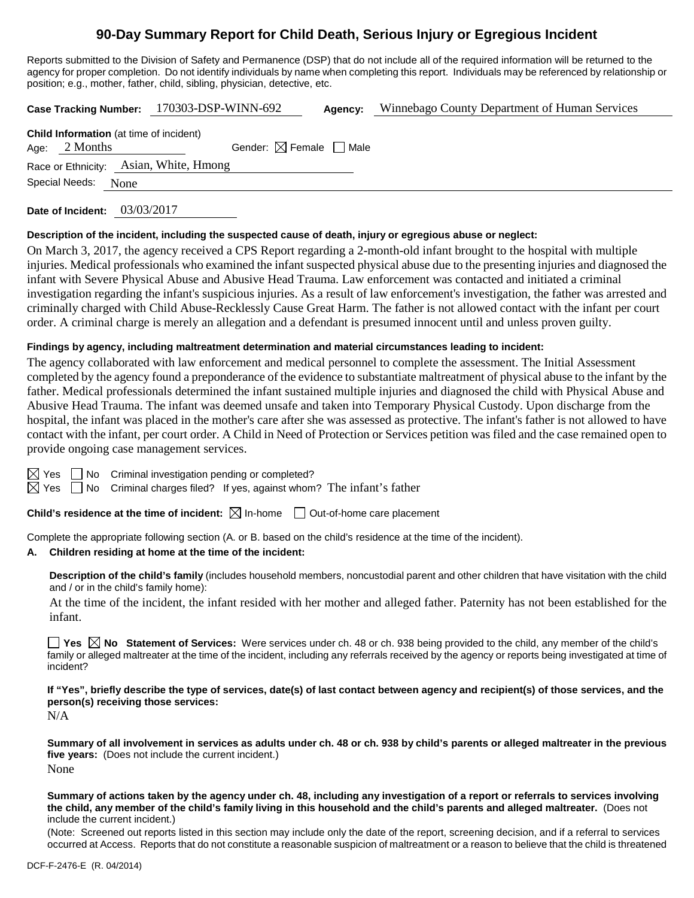# 90-Day Summary Report for Child Death, Serious Injury or Egregious Incident

Reports submitted to the Division of Safety and Permanence (DSP) that do not include all of the required information will be returned to the agency for proper completion. Do not identify individuals by name when completing this report. Individuals may be referenced by relationship or position; e.g., mother, father, child, sibling, physician, detective, etc.

**Case Tracking Number:** 170303-DSP-WINN-692 **Agency:** Winnebago County Department of Human Services

**Child Information** (at time of incident)

Age: 2 Months Gender: ☒ Female ☐ Male

Race or Ethnicity: Asian, White, Hmong

Special Needs: None

**Date of Incident:** 03/03/2017

**Description of the incident, including the suspected cause of death, injury or egregious abuse or neglect:**

On March 3, 2017, the agency received a CPS Report regarding a 2-month-old infant brought to the hospital with multiple injuries. Medical professionals who examined the infant suspected physical abuse due to the presenting injuries and diagnosed the infant with Severe Physical Abuse and Abusive Head Trauma. Law enforcement was contacted and initiated a criminal investigation regarding the infant's suspicious injuries. As a result of law enforcement's investigation, the father was arrested and criminally charged with Child Abuse-Recklessly Cause Great Harm. The father is not allowed contact with the infant per court order. A criminal charge is merely an allegation and a defendant is presumed innocent until and unless proven guilty.

**Findings by agency, including maltreatment determination and material circumstances leading to incident:**

The agency collaborated with law enforcement and medical personnel to complete the assessment. The Initial Assessment completed by the agency found a preponderance of the evidence to substantiate maltreatment of physical abuse to the infant by the father. Medical professionals determined the infant sustained multiple injuries and diagnosed the child with Physical Abuse and Abusive Head Trauma. The infant was deemed unsafe and taken into Temporary Physical Custody. Upon discharge from the hospital, the infant was placed in the mother's care after she was assessed as protective. The infant's father is not allowed to have contact with the infant, per court order. A Child in Need of Protection or Services petition was filed and the case remained open to provide ongoing case management services.

☒ Yes ☐ No Criminal investigation pending or completed?

☒ Yes ☐ No Criminal charges filed? If yes, against whom? The infant's father

**Child's residence at the time of incident:** ☒ In-home ☐ Out-of-home care placement

Complete the appropriate following section (A. or B. based on the child's residence at the time of the incident).

**A. Children residing at home at the time of the incident:**

**Description of the child's family** (includes household members, noncustodial parent and other children that have visitation with the child and / or in the child's family home):

At the time of the incident, the infant resided with her mother and alleged father. Paternity has not been established for the infant.

☐ **Yes** ☒ **No Statement of Services:** Were services under ch. 48 or ch. 938 being provided to the child, any member of the child's family or alleged maltreater at the time of the incident, including any referrals received by the agency or reports being investigated at time of incident?

**If "Yes", briefly describe the type of services, date(s) of last contact between agency and recipient(s) of those services, and the person(s) receiving those services:**

N/A

**Summary of all involvement in services as adults under ch. 48 or ch. 938 by child's parents or alleged maltreater in the previous five years:** (Does not include the current incident.)

None

**Summary of actions taken by the agency under ch. 48, including any investigation of a report or referrals to services involving the child, any member of the child's family living in this household and the child's parents and alleged maltreater.** (Does not include the current incident.)

(Note: Screened out reports listed in this section may include only the date of the report, screening decision, and if a referral to services occurred at Access. Reports that do not constitute a reasonable suspicion of maltreatment or a reason to believe that the child is threatened

DCF-F-2476-E (R. 04/2014)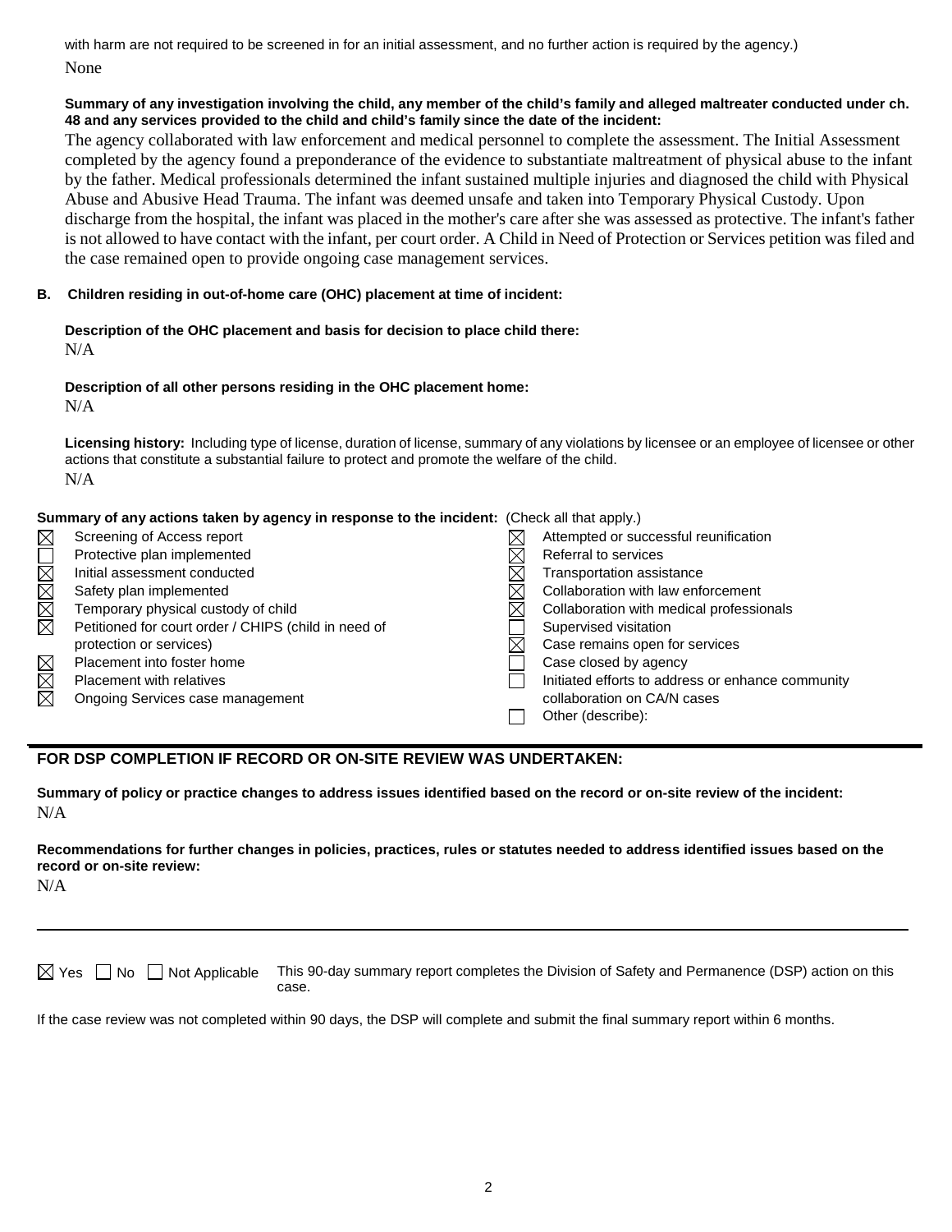with harm are not required to be screened in for an initial assessment, and no further action is required by the agency.)

None

**Summary of any investigation involving the child, any member of the child's family and alleged maltreater conducted under ch. 48 and any services provided to the child and child's family since the date of the incident:**

The agency collaborated with law enforcement and medical personnel to complete the assessment. The Initial Assessment completed by the agency found a preponderance of the evidence to substantiate maltreatment of physical abuse to the infant by the father. Medical professionals determined the infant sustained multiple injuries and diagnosed the child with Physical Abuse and Abusive Head Trauma. The infant was deemed unsafe and taken into Temporary Physical Custody. Upon discharge from the hospital, the infant was placed in the mother's care after she was assessed as protective. The infant's father is not allowed to have contact with the infant, per court order. A Child in Need of Protection or Services petition was filed and the case remained open to provide ongoing case management services.

**B. Children residing in out-of-home care (OHC) placement at time of incident:**

**Description of the OHC placement and basis for decision to place child there:**

N/A

**Description of all other persons residing in the OHC placement home:**

N/A

**Licensing history:** Including type of license, duration of license, summary of any violations by licensee or an employee of licensee or other actions that constitute a substantial failure to protect and promote the welfare of the child.

N/A

**Summary of any actions taken by agency in response to the incident:** (Check all that apply.)

- ☒ Screening of Access report
- ☐ Protective plan implemented
- ☒ Initial assessment conducted
- ☒ Safety plan implemented
- ☒ Temporary physical custody of child
- ☒ Petitioned for court order / CHIPS (child in need of protection or services)
- ☒ Placement into foster home
- ☒ Placement with relatives
- ☒ Ongoing Services case management
- ☒ Attempted or successful reunification
- ☒ Referral to services
- ☒ Transportation assistance
- ☒ Collaboration with law enforcement
- ☒ Collaboration with medical professionals
- ☐ Supervised visitation
- ☒ Case remains open for services
- ☐ Case closed by agency
- ☐ Initiated efforts to address or enhance community collaboration on CA/N cases
- ☐ Other (describe):

## FOR DSP COMPLETION IF RECORD OR ON-SITE REVIEW WAS UNDERTAKEN:

**Summary of policy or practice changes to address issues identified based on the record or on-site review of the incident:**

N/A

**Recommendations for further changes in policies, practices, rules or statutes needed to address identified issues based on the record or on-site review:**

N/A

☒ Yes ☐ No ☐ Not Applicable This 90-day summary report completes the Division of Safety and Permanence (DSP) action on this case.

If the case review was not completed within 90 days, the DSP will complete and submit the final summary report within 6 months.